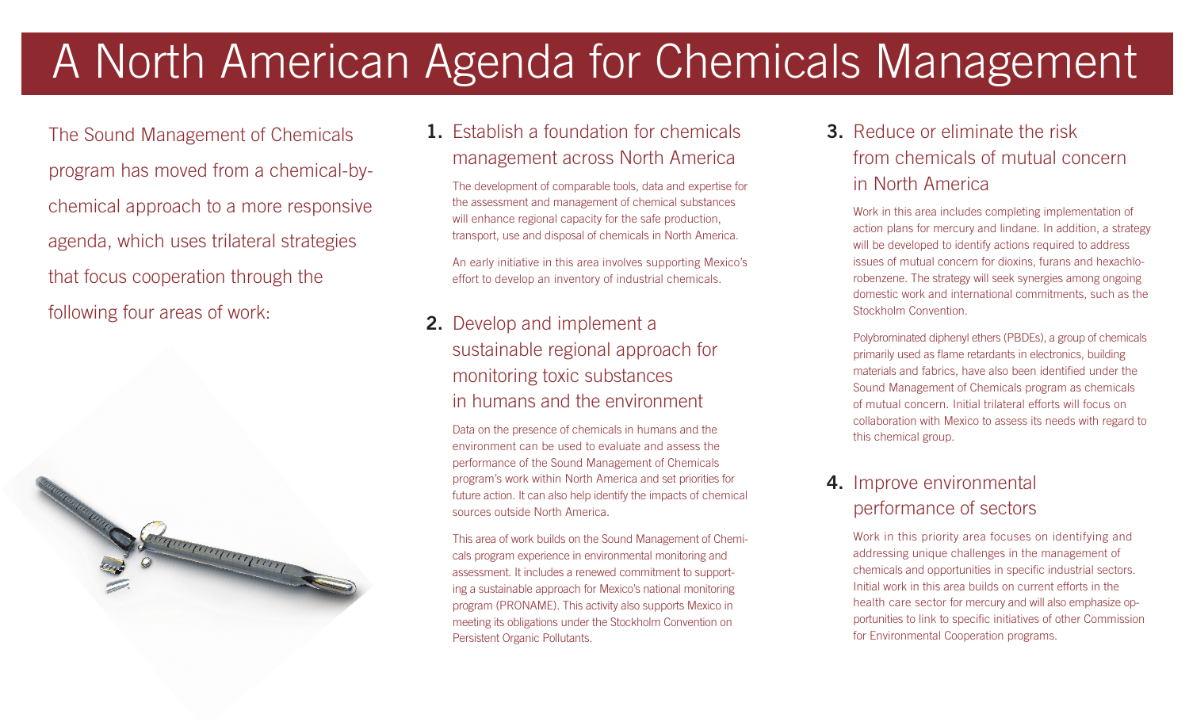# A North American Agenda for Chemicals Management

The Sound Management of Chemicals program has moved from a chemical-by-chemical approach to a more responsive agenda, which uses trilateral strategies that focus cooperation through the following four areas of work:

## 1. Establish a foundation for chemicals management across North America

The development of comparable tools, data and expertise for the assessment and management of chemical substances will enhance regional capacity for the safe production, transport, use and disposal of chemicals in North America.

An early initiative in this area involves supporting Mexico's effort to develop an inventory of industrial chemicals.

## 2. Develop and implement a sustainable regional approach for monitoring toxic substances in humans and the environment

Data on the presence of chemicals in humans and the environment can be used to evaluate and assess the performance of the Sound Management of Chemicals program's work within North America and set priorities for future action. It can also help identify the impacts of chemical sources outside North America.

This area of work builds on the Sound Management of Chemicals program experience in environmental monitoring and assessment. It includes a renewed commitment to supporting a sustainable approach for Mexico's national monitoring program (PRONAME). This activity also supports Mexico in meeting its obligations under the Stockholm Convention on Persistent Organic Pollutants.

## 3. Reduce or eliminate the risk from chemicals of mutual concern in North America

Work in this area includes completing implementation of action plans for mercury and lindane. In addition, a strategy will be developed to identify actions required to address issues of mutual concern for dioxins, furans and hexachlorobenzene. The strategy will seek synergies among ongoing domestic work and international commitments, such as the Stockholm Convention.

Polybrominated diphenyl ethers (PBDEs), a group of chemicals primarily used as flame retardants in electronics, building materials and fabrics, have also been identified under the Sound Management of Chemicals program as chemicals of mutual concern. Initial trilateral efforts will focus on collaboration with Mexico to assess its needs with regard to this chemical group.

## 4. Improve environmental performance of sectors

Work in this priority area focuses on identifying and addressing unique challenges in the management of chemicals and opportunities in specific industrial sectors. Initial work in this area builds on current efforts in the health care sector for mercury and will also emphasize opportunities to link to specific initiatives of other Commission for Environmental Cooperation programs.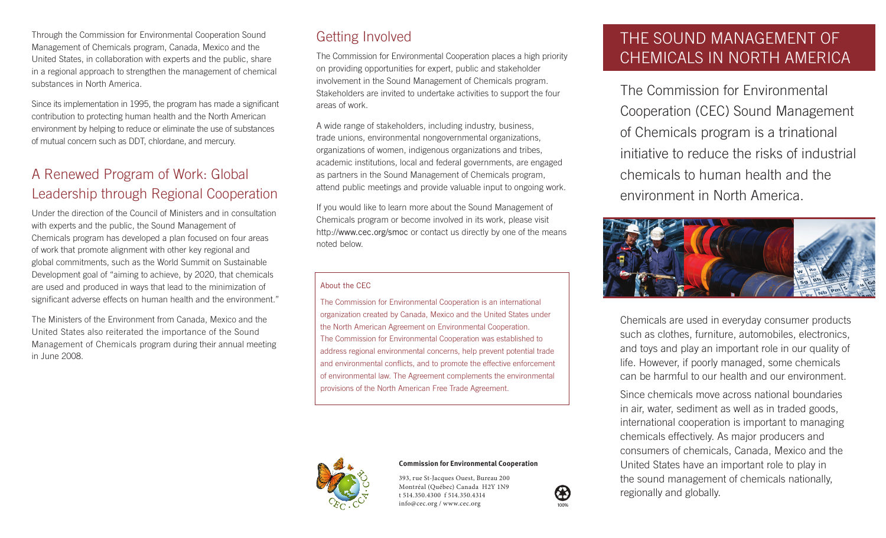Through the Commission for Environmental Cooperation Sound Management of Chemicals program, Canada, Mexico and the United States, in collaboration with experts and the public, share in a regional approach to strengthen the management of chemical substances in North America.

Since its implementation in 1995, the program has made a significant contribution to protecting human health and the North American environment by helping to reduce or eliminate the use of substances of mutual concern such as DDT, chlordane, and mercury.

## A Renewed Program of Work: Global Leadership through Regional Cooperation

Under the direction of the Council of Ministers and in consultation with experts and the public, the Sound Management of Chemicals program has developed a plan focused on four areas of work that promote alignment with other key regional and global commitments, such as the World Summit on Sustainable Development goal of "aiming to achieve, by 2020, that chemicals are used and produced in ways that lead to the minimization of significant adverse effects on human health and the environment."

The Ministers of the Environment from Canada, Mexico and the United States also reiterated the importance of the Sound Management of Chemicals program during their annual meeting in June 2008.

## Getting Involved

The Commission for Environmental Cooperation places a high priority on providing opportunities for expert, public and stakeholder involvement in the Sound Management of Chemicals program. Stakeholders are invited to undertake activities to support the four areas of work.

A wide range of stakeholders, including industry, business, trade unions, environmental nongovernmental organizations, organizations of women, indigenous organizations and tribes, academic institutions, local and federal governments, are engaged as partners in the Sound Management of Chemicals program, attend public meetings and provide valuable input to ongoing work.

If you would like to learn more about the Sound Management of Chemicals program or become involved in its work, please visit http://www.cec.org/smoc or contact us directly by one of the means noted below.

### About the CEC

The Commission for Environmental Cooperation is an international organization created by Canada, Mexico and the United States under the North American Agreement on Environmental Cooperation. The Commission for Environmental Cooperation was established to address regional environmental concerns, help prevent potential trade and environmental conflicts, and to promote the effective enforcement of environmental law. The Agreement complements the environmental provisions of the North American Free Trade Agreement.

**Commission for Environmental Cooperation**

393, rue St-Jacques Ouest, Bureau 200
Montréal (Québec) Canada H2Y 1N9
t 514.350.4300 f 514.350.4314
info@cec.org / www.cec.org

# THE SOUND MANAGEMENT OF CHEMICALS IN NORTH AMERICA

The Commission for Environmental Cooperation (CEC) Sound Management of Chemicals program is a trinational initiative to reduce the risks of industrial chemicals to human health and the environment in North America.

Chemicals are used in everyday consumer products such as clothes, furniture, automobiles, electronics, and toys and play an important role in our quality of life. However, if poorly managed, some chemicals can be harmful to our health and our environment.

Since chemicals move across national boundaries in air, water, sediment as well as in traded goods, international cooperation is important to managing chemicals effectively. As major producers and consumers of chemicals, Canada, Mexico and the United States have an important role to play in the sound management of chemicals nationally, regionally and globally.